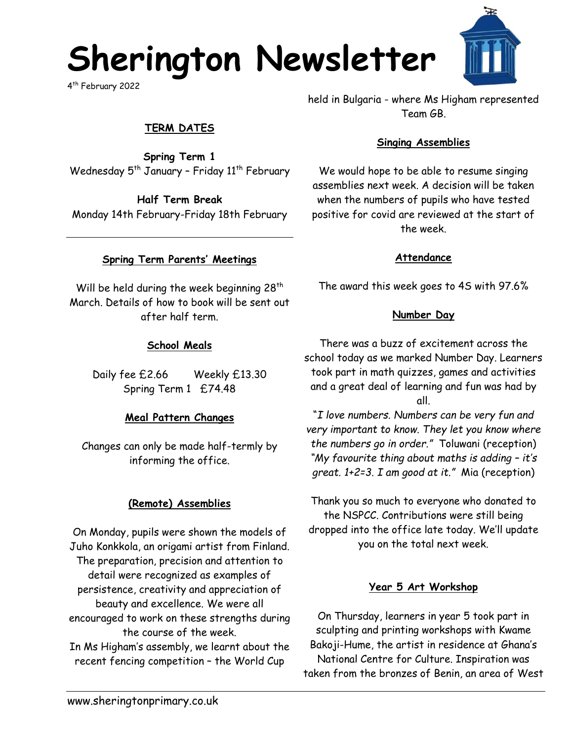# Sherington Newsletter

4th February 2022

## TERM DATES

**Spring Term 1**
Wednesday 5th January – Friday 11th February

**Half Term Break**
Monday 14th February-Friday 18th February

---

### Spring Term Parents' Meetings

Will be held during the week beginning 28th March. Details of how to book will be sent out after half term.

### School Meals

Daily fee £2.66 Weekly £13.30
Spring Term 1 £74.48

### Meal Pattern Changes

Changes can only be made half-termly by informing the office.

### (Remote) Assemblies

On Monday, pupils were shown the models of Juho Konkkola, an origami artist from Finland. The preparation, precision and attention to detail were recognized as examples of persistence, creativity and appreciation of beauty and excellence. We were all encouraged to work on these strengths during the course of the week.
In Ms Higham's assembly, we learnt about the recent fencing competition – the World Cup held in Bulgaria - where Ms Higham represented Team GB.

### Singing Assemblies

We would hope to be able to resume singing assemblies next week. A decision will be taken when the numbers of pupils who have tested positive for covid are reviewed at the start of the week.

### Attendance

The award this week goes to 4S with 97.6%

### Number Day

There was a buzz of excitement across the school today as we marked Number Day. Learners took part in math quizzes, games and activities and a great deal of learning and fun was had by all.
"*I love numbers. Numbers can be very fun and very important to know. They let you know where the numbers go in order.*" Toluwani (reception)
"*My favourite thing about maths is adding – it's great. 1+2=3. I am good at it.*" Mia (reception)

Thank you so much to everyone who donated to the NSPCC. Contributions were still being dropped into the office late today. We'll update you on the total next week.

### Year 5 Art Workshop

On Thursday, learners in year 5 took part in sculpting and printing workshops with Kwame Bakoji-Hume, the artist in residence at Ghana's National Centre for Culture. Inspiration was taken from the bronzes of Benin, an area of West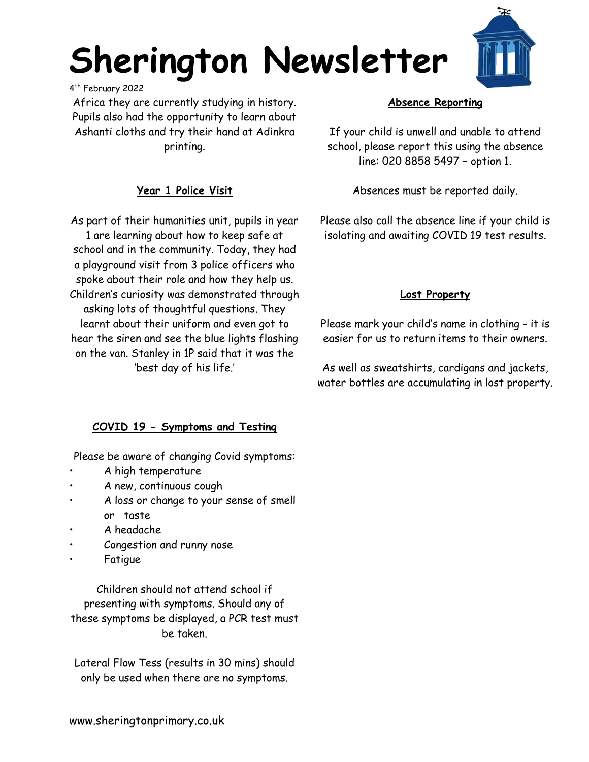Africa they are currently studying in history. Pupils also had the opportunity to learn about Ashanti cloths and try their hand at Adinkra printing.

## Year 1 Police Visit

As part of their humanities unit, pupils in year 1 are learning about how to keep safe at school and in the community. Today, they had a playground visit from 3 police officers who spoke about their role and how they help us. Children's curiosity was demonstrated through asking lots of thoughtful questions. They learnt about their uniform and even got to hear the siren and see the blue lights flashing on the van. Stanley in 1P said that it was the 'best day of his life.'

## COVID 19 - Symptoms and Testing

Please be aware of changing Covid symptoms:

- A high temperature
- A new, continuous cough
- A loss or change to your sense of smell or taste
- A headache
- Congestion and runny nose
- Fatigue

Children should not attend school if presenting with symptoms. Should any of these symptoms be displayed, a PCR test must be taken.

Lateral Flow Tess (results in 30 mins) should only be used when there are no symptoms.

## Absence Reporting

If your child is unwell and unable to attend school, please report this using the absence line: 020 8858 5497 – option 1.

Absences must be reported daily.

Please also call the absence line if your child is isolating and awaiting COVID 19 test results.

## Lost Property

Please mark your child's name in clothing - it is easier for us to return items to their owners.

As well as sweatshirts, cardigans and jackets, water bottles are accumulating in lost property.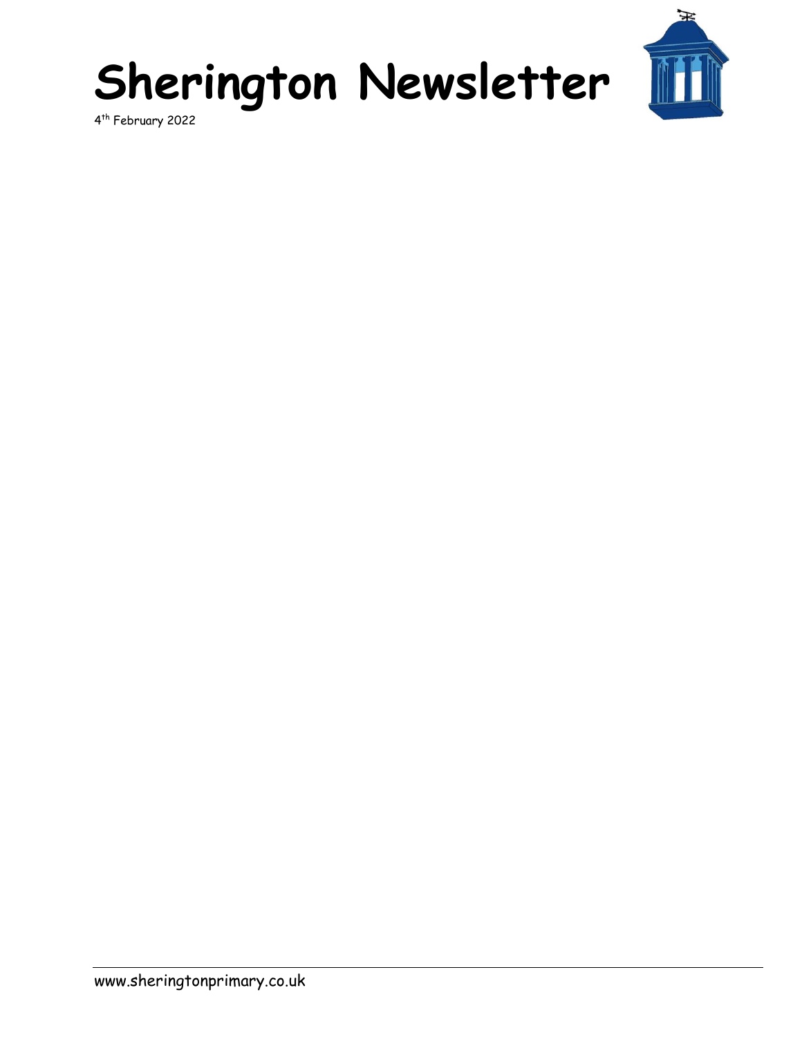# Sherington Newsletter

4th February 2022